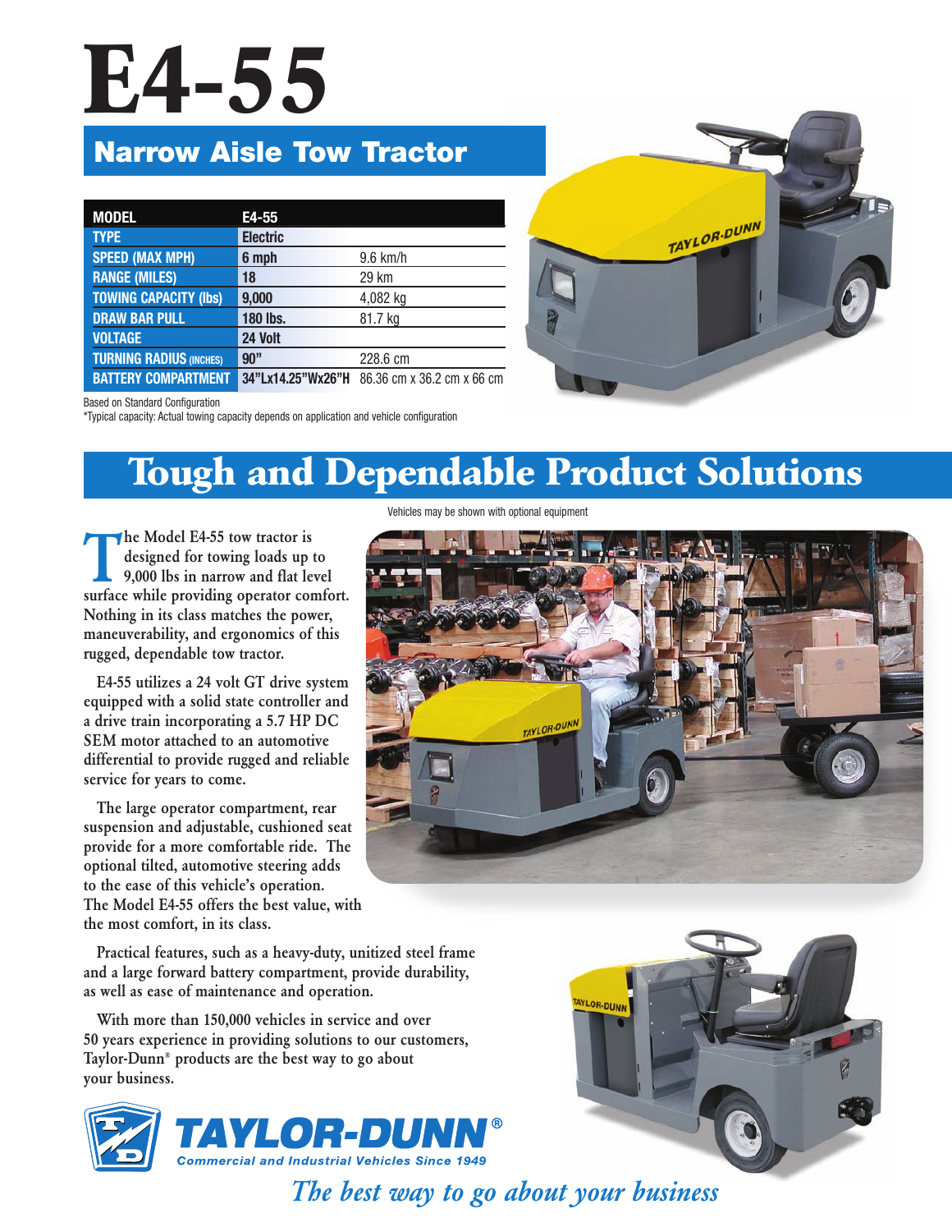# E4-55

## Narrow Aisle Tow Tractor

| MODEL | E4-55 | |
|---|---|---|
| TYPE | Electric | |
| SPEED (MAX MPH) | 6 mph | 9.6 km/h |
| RANGE (MILES) | 18 | 29 km |
| TOWING CAPACITY (lbs) | 9,000 | 4,082 kg |
| DRAW BAR PULL | 180 lbs. | 81.7 kg |
| VOLTAGE | 24 Volt | |
| TURNING RADIUS (INCHES) | 90" | 228.6 cm |
| BATTERY COMPARTMENT | 34"Lx14.25"Wx26"H | 86.36 cm x 36.2 cm x 66 cm |

Based on Standard Configuration

*Typical capacity: Actual towing capacity depends on application and vehicle configuration

# Tough and Dependable Product Solutions

Vehicles may be shown with optional equipment

The Model E4-55 tow tractor is designed for towing loads up to 9,000 lbs in narrow and flat level surface while providing operator comfort. Nothing in its class matches the power, maneuverability, and ergonomics of this rugged, dependable tow tractor.

E4-55 utilizes a 24 volt GT drive system equipped with a solid state controller and a drive train incorporating a 5.7 HP DC SEM motor attached to an automotive differential to provide rugged and reliable service for years to come.

The large operator compartment, rear suspension and adjustable, cushioned seat provide for a more comfortable ride. The optional tilted, automotive steering adds to the ease of this vehicle's operation. The Model E4-55 offers the best value, with the most comfort, in its class.

Practical features, such as a heavy-duty, unitized steel frame and a large forward battery compartment, provide durability, as well as ease of maintenance and operation.

With more than 150,000 vehicles in service and over 50 years experience in providing solutions to our customers, Taylor-Dunn® products are the best way to go about your business.

**TAYLOR-DUNN®**

Commercial and Industrial Vehicles Since 1949

*The best way to go about your business*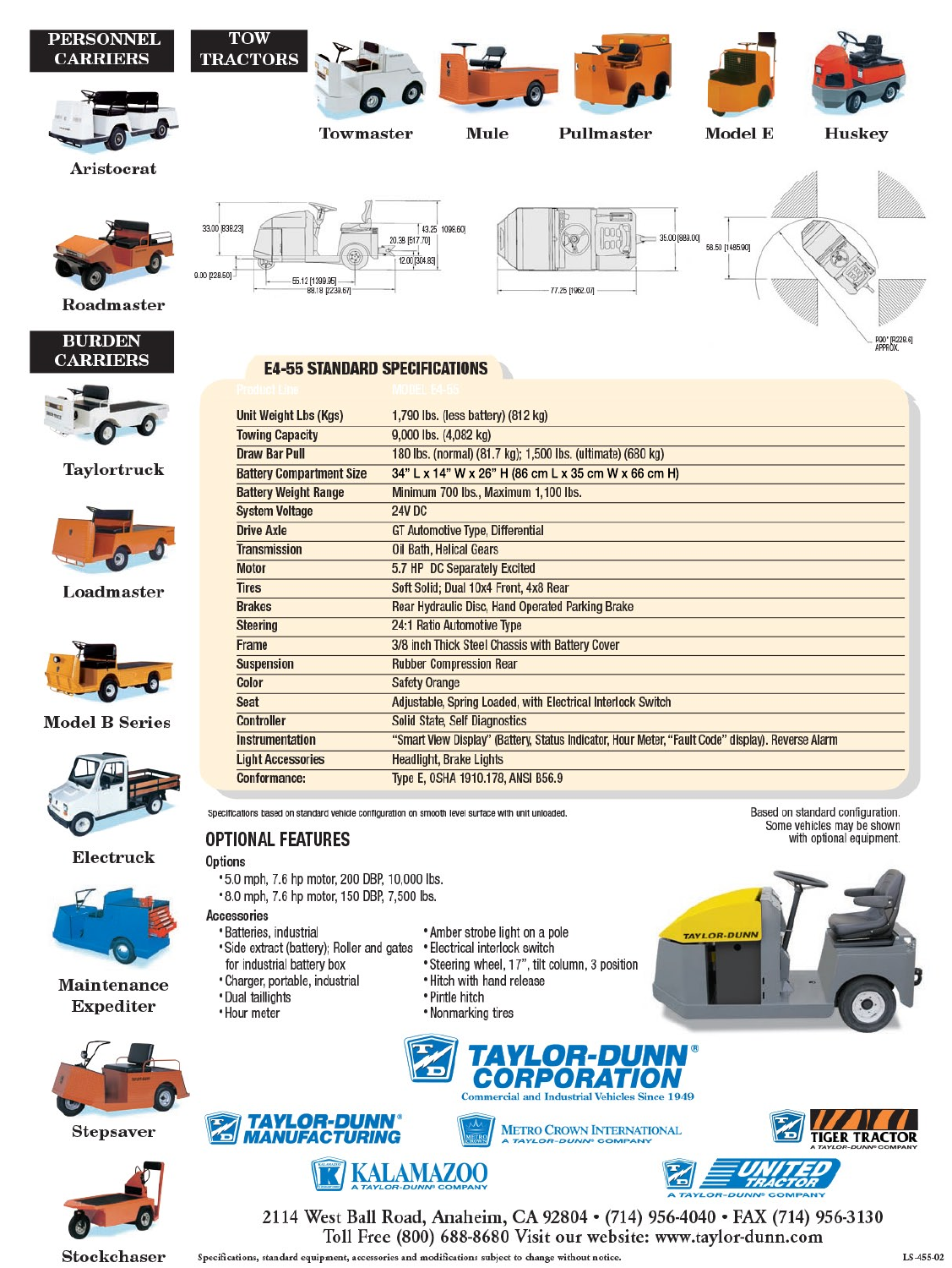## PERSONNEL CARRIERS

Aristocrat

Roadmaster

## TOW TRACTORS

Towmaster

Mule

Pullmaster

Model E

Huskey

## BURDEN CARRIERS

Taylortruck

Loadmaster

Model B Series

Electruck

Maintenance Expediter

Stepsaver

Stockchaser

33.00 [838.23]

43.25 1098.60]

20.38 [517.70]

12.00 [304.83]

9.00 [228.50]

55.12 [1399.95]

88.18 [2239.67]

35.00 [889.00]

77.25 [1962.07]

58.50 [1485.90]

R90" [R228.6] APPROX.

## E4-55 STANDARD SPECIFICATIONS

| Product Line | MODEL E4-55 |
|---|---|
| Unit Weight Lbs (Kgs) | 1,790 lbs. (less battery) (812 kg) |
| Towing Capacity | 9,000 lbs. (4,082 kg) |
| Draw Bar Pull | 180 lbs. (normal) (81.7 kg); 1,500 lbs. (ultimate) (680 kg) |
| Battery Compartment Size | 34" L x 14" W x 26" H (86 cm L x 35 cm W x 66 cm H) |
| Battery Weight Range | Minimum 700 lbs., Maximum 1,100 lbs. |
| System Voltage | 24V DC |
| Drive Axle | GT Automotive Type, Differential |
| Transmission | Oil Bath, Helical Gears |
| Motor | 5.7 HP DC Separately Excited |
| Tires | Soft Solid; Dual 10x4 Front, 4x8 Rear |
| Brakes | Rear Hydraulic Disc, Hand Operated Parking Brake |
| Steering | 24:1 Ratio Automotive Type |
| Frame | 3/8 inch Thick Steel Chassis with Battery Cover |
| Suspension | Rubber Compression Rear |
| Color | Safety Orange |
| Seat | Adjustable, Spring Loaded, with Electrical Interlock Switch |
| Controller | Solid State, Self Diagnostics |
| Instrumentation | "Smart View Display" (Battery, Status Indicator, Hour Meter, "Fault Code" display). Reverse Alarm |
| Light Accessories | Headlight, Brake Lights |
| Conformance: | Type E, OSHA 1910.178, ANSI B56.9 |

Specifications based on standard vehicle configuration on smooth level surface with unit unloaded.

Based on standard configuration. Some vehicles may be shown with optional equipment.

## OPTIONAL FEATURES

**Options**

- 5.0 mph, 7.6 hp motor, 200 DBP, 10,000 lbs.
- 8.0 mph, 7.6 hp motor, 150 DBP, 7,500 lbs.

**Accessories**

- Batteries, industrial
- Side extract (battery); Roller and gates for industrial battery box
- Charger, portable, industrial
- Dual taillights
- Hour meter
- Amber strobe light on a pole
- Electrical interlock switch
- Steering wheel, 17", tilt column, 3 position
- Hitch with hand release
- Pintle hitch
- Nonmarking tires

**TAYLOR-DUNN® CORPORATION**
Commercial and Industrial Vehicles Since 1949

TAYLOR-DUNN® MANUFACTURING

METRO CROWN INTERNATIONAL — A TAYLOR-DUNN® COMPANY

TIGER TRACTOR — A TAYLOR-DUNN® COMPANY

KALAMAZOO — A TAYLOR-DUNN® COMPANY

UNITED TRACTOR — A TAYLOR-DUNN® COMPANY

2114 West Ball Road, Anaheim, CA 92804 • (714) 956-4040 • FAX (714) 956-3130
Toll Free (800) 688-8680 Visit our website: www.taylor-dunn.com

Specifications, standard equipment, accessories and modifications subject to change without notice.

LS-455-02